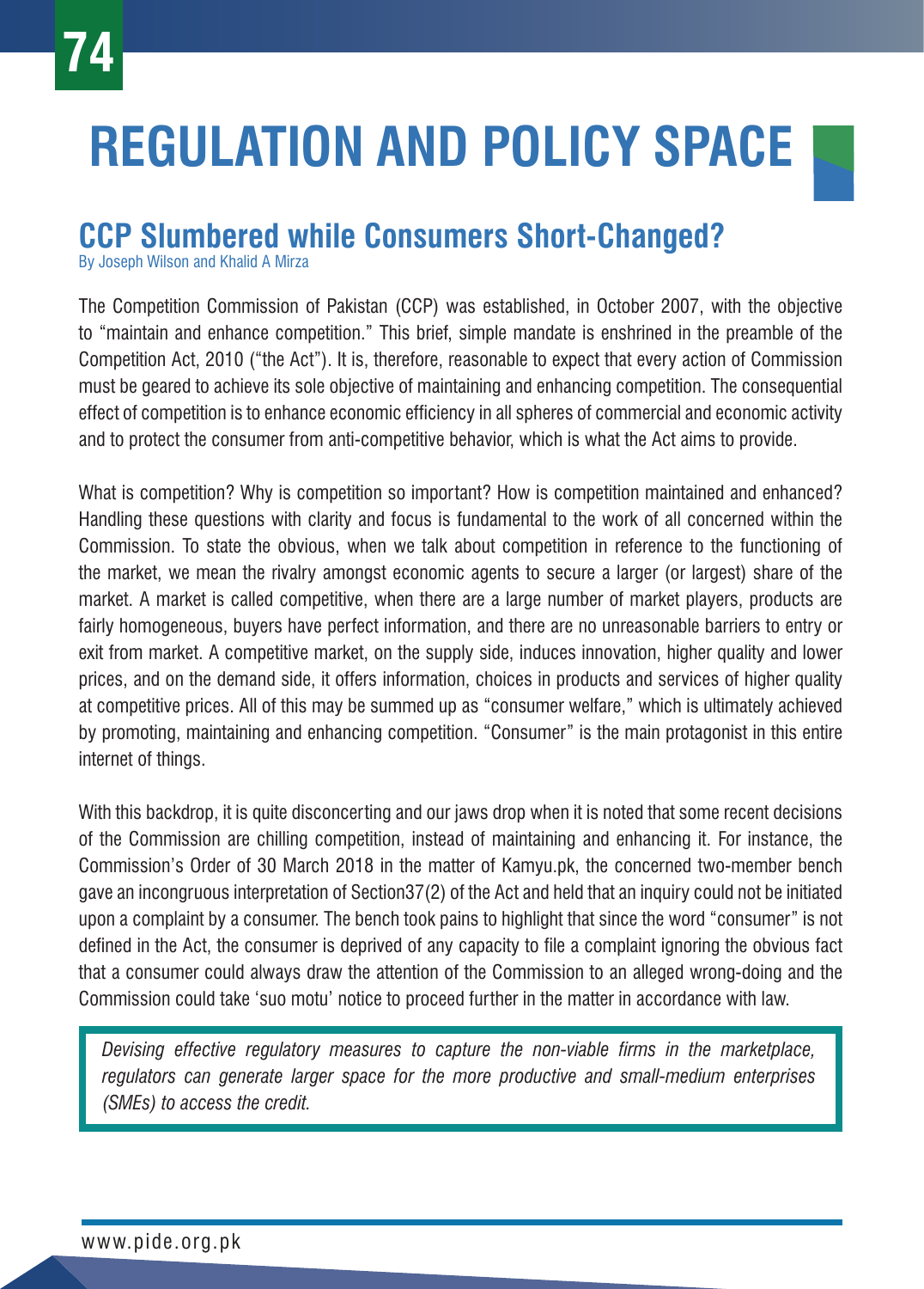# REGULATION AND POLICY SPACE

## CCP Slumbered while Consumers Short-Changed?

By Joseph Wilson and Khalid A Mirza

The Competition Commission of Pakistan (CCP) was established, in October 2007, with the objective to "maintain and enhance competition." This brief, simple mandate is enshrined in the preamble of the Competition Act, 2010 ("the Act"). It is, therefore, reasonable to expect that every action of Commission must be geared to achieve its sole objective of maintaining and enhancing competition. The consequential effect of competition is to enhance economic efficiency in all spheres of commercial and economic activity and to protect the consumer from anti-competitive behavior, which is what the Act aims to provide.

What is competition? Why is competition so important? How is competition maintained and enhanced? Handling these questions with clarity and focus is fundamental to the work of all concerned within the Commission. To state the obvious, when we talk about competition in reference to the functioning of the market, we mean the rivalry amongst economic agents to secure a larger (or largest) share of the market. A market is called competitive, when there are a large number of market players, products are fairly homogeneous, buyers have perfect information, and there are no unreasonable barriers to entry or exit from market. A competitive market, on the supply side, induces innovation, higher quality and lower prices, and on the demand side, it offers information, choices in products and services of higher quality at competitive prices. All of this may be summed up as "consumer welfare," which is ultimately achieved by promoting, maintaining and enhancing competition. "Consumer" is the main protagonist in this entire internet of things.

With this backdrop, it is quite disconcerting and our jaws drop when it is noted that some recent decisions of the Commission are chilling competition, instead of maintaining and enhancing it. For instance, the Commission's Order of 30 March 2018 in the matter of Kamyu.pk, the concerned two-member bench gave an incongruous interpretation of Section37(2) of the Act and held that an inquiry could not be initiated upon a complaint by a consumer. The bench took pains to highlight that since the word "consumer" is not defined in the Act, the consumer is deprived of any capacity to file a complaint ignoring the obvious fact that a consumer could always draw the attention of the Commission to an alleged wrong-doing and the Commission could take 'suo motu' notice to proceed further in the matter in accordance with law.

> *Devising effective regulatory measures to capture the non-viable firms in the marketplace, regulators can generate larger space for the more productive and small-medium enterprises (SMEs) to access the credit.*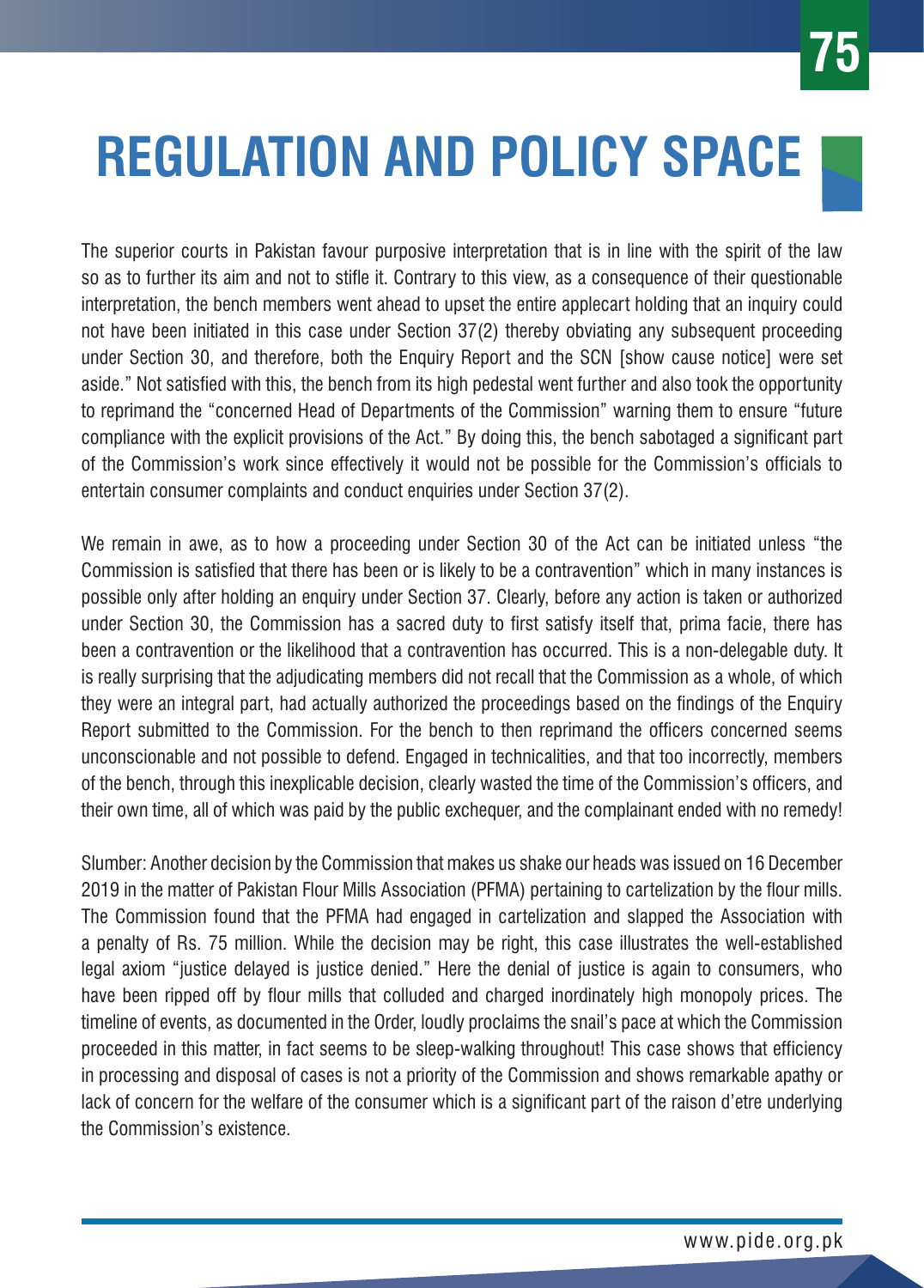# REGULATION AND POLICY SPACE

The superior courts in Pakistan favour purposive interpretation that is in line with the spirit of the law so as to further its aim and not to stifle it. Contrary to this view, as a consequence of their questionable interpretation, the bench members went ahead to upset the entire applecart holding that an inquiry could not have been initiated in this case under Section 37(2) thereby obviating any subsequent proceeding under Section 30, and therefore, both the Enquiry Report and the SCN [show cause notice] were set aside." Not satisfied with this, the bench from its high pedestal went further and also took the opportunity to reprimand the "concerned Head of Departments of the Commission" warning them to ensure "future compliance with the explicit provisions of the Act." By doing this, the bench sabotaged a significant part of the Commission's work since effectively it would not be possible for the Commission's officials to entertain consumer complaints and conduct enquiries under Section 37(2).

We remain in awe, as to how a proceeding under Section 30 of the Act can be initiated unless "the Commission is satisfied that there has been or is likely to be a contravention" which in many instances is possible only after holding an enquiry under Section 37. Clearly, before any action is taken or authorized under Section 30, the Commission has a sacred duty to first satisfy itself that, prima facie, there has been a contravention or the likelihood that a contravention has occurred. This is a non-delegable duty. It is really surprising that the adjudicating members did not recall that the Commission as a whole, of which they were an integral part, had actually authorized the proceedings based on the findings of the Enquiry Report submitted to the Commission. For the bench to then reprimand the officers concerned seems unconscionable and not possible to defend. Engaged in technicalities, and that too incorrectly, members of the bench, through this inexplicable decision, clearly wasted the time of the Commission's officers, and their own time, all of which was paid by the public exchequer, and the complainant ended with no remedy!

Slumber: Another decision by the Commission that makes us shake our heads was issued on 16 December 2019 in the matter of Pakistan Flour Mills Association (PFMA) pertaining to cartelization by the flour mills. The Commission found that the PFMA had engaged in cartelization and slapped the Association with a penalty of Rs. 75 million. While the decision may be right, this case illustrates the well-established legal axiom "justice delayed is justice denied." Here the denial of justice is again to consumers, who have been ripped off by flour mills that colluded and charged inordinately high monopoly prices. The timeline of events, as documented in the Order, loudly proclaims the snail's pace at which the Commission proceeded in this matter, in fact seems to be sleep-walking throughout! This case shows that efficiency in processing and disposal of cases is not a priority of the Commission and shows remarkable apathy or lack of concern for the welfare of the consumer which is a significant part of the raison d'etre underlying the Commission's existence.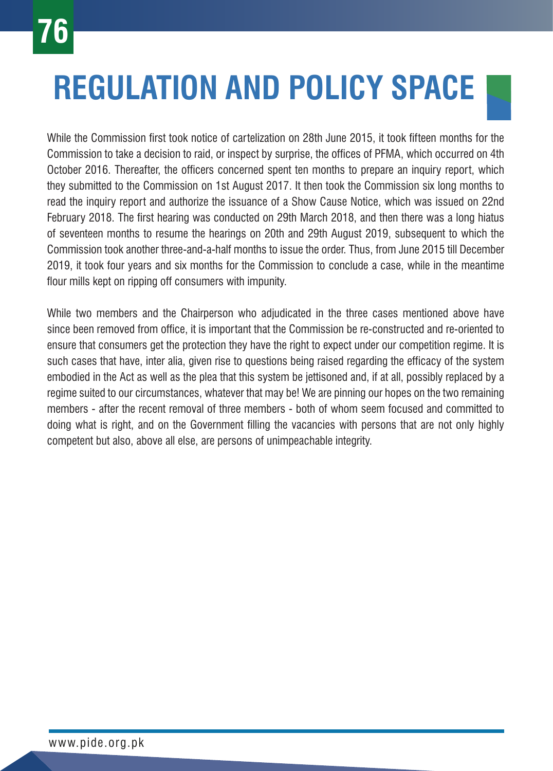# REGULATION AND POLICY SPACE

While the Commission first took notice of cartelization on 28th June 2015, it took fifteen months for the Commission to take a decision to raid, or inspect by surprise, the offices of PFMA, which occurred on 4th October 2016. Thereafter, the officers concerned spent ten months to prepare an inquiry report, which they submitted to the Commission on 1st August 2017. It then took the Commission six long months to read the inquiry report and authorize the issuance of a Show Cause Notice, which was issued on 22nd February 2018. The first hearing was conducted on 29th March 2018, and then there was a long hiatus of seventeen months to resume the hearings on 20th and 29th August 2019, subsequent to which the Commission took another three-and-a-half months to issue the order. Thus, from June 2015 till December 2019, it took four years and six months for the Commission to conclude a case, while in the meantime flour mills kept on ripping off consumers with impunity.

While two members and the Chairperson who adjudicated in the three cases mentioned above have since been removed from office, it is important that the Commission be re-constructed and re-oriented to ensure that consumers get the protection they have the right to expect under our competition regime. It is such cases that have, inter alia, given rise to questions being raised regarding the efficacy of the system embodied in the Act as well as the plea that this system be jettisoned and, if at all, possibly replaced by a regime suited to our circumstances, whatever that may be! We are pinning our hopes on the two remaining members - after the recent removal of three members - both of whom seem focused and committed to doing what is right, and on the Government filling the vacancies with persons that are not only highly competent but also, above all else, are persons of unimpeachable integrity.